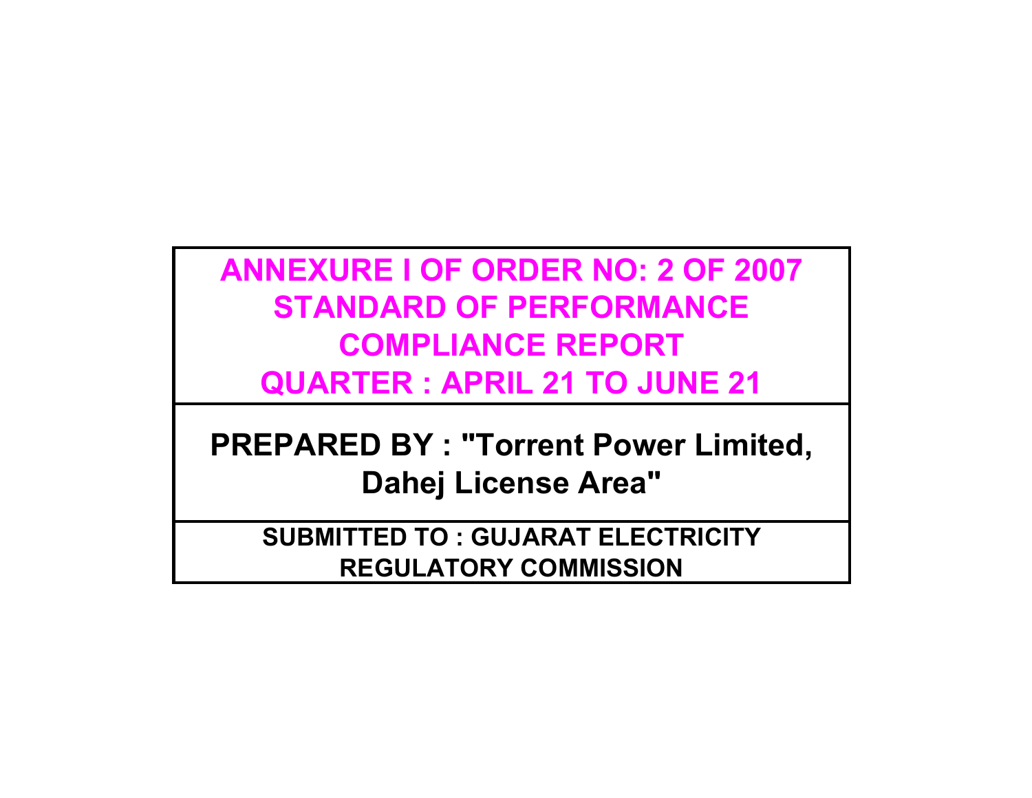# ANNEXURE I OF ORDER NO: 2 OF 2007

# STANDARD OF PERFORMANCE

# COMPLIANCE REPORT

# QUARTER : APRIL 21 TO JUNE 21

## PREPARED BY : "Torrent Power Limited, Dahej License Area"

### SUBMITTED TO : GUJARAT ELECTRICITY REGULATORY COMMISSION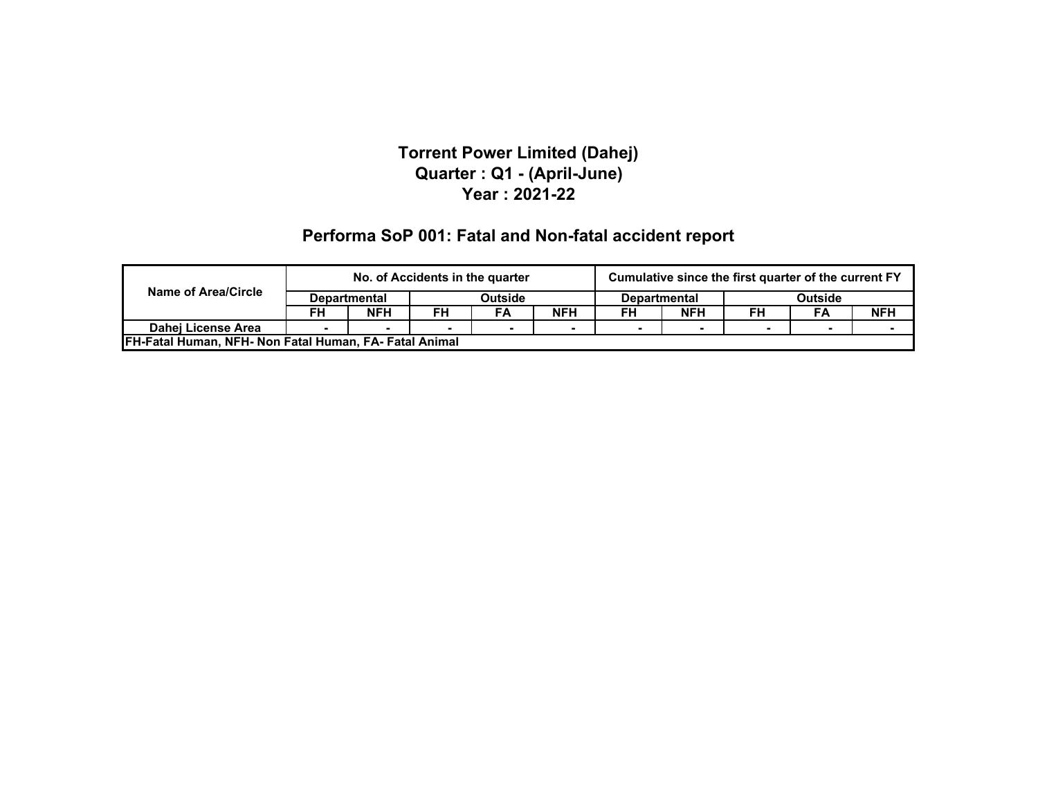# Torrent Power Limited (Dahej)

## Quarter : Q1 - (April-June)

## Year : 2021-22

## Performa SoP 001: Fatal and Non-fatal accident report

| Name of Area/Circle | No. of Accidents in the quarter | | | | | Cumulative since the first quarter of the current FY | | | | |
|---|---|---|---|---|---|---|---|---|---|---|
| | Departmental | | Outside | | | Departmental | | Outside | | |
| | FH | NFH | FH | FA | NFH | FH | NFH | FH | FA | NFH |
| Dahej License Area | - | - | - | - | - | - | - | - | - | - |
| FH-Fatal Human, NFH- Non Fatal Human, FA- Fatal Animal | | | | | | | | | | |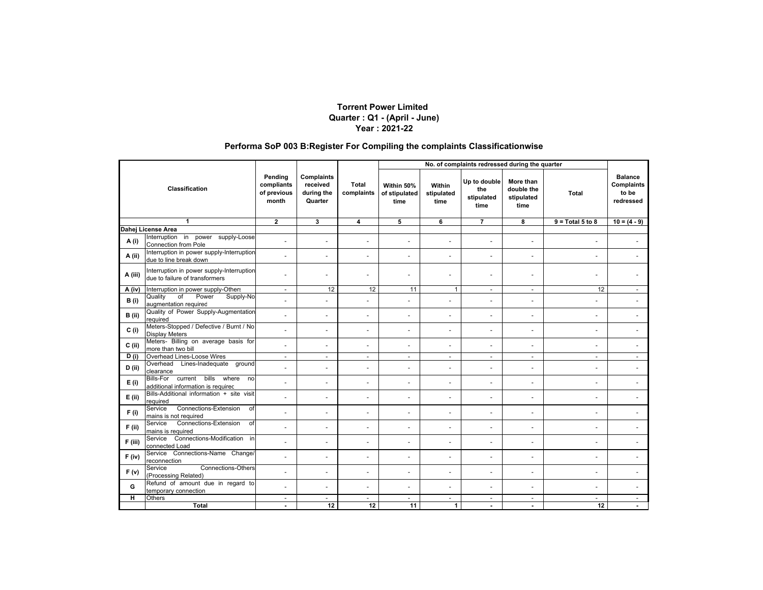## Torrent Power Limited
## Quarter : Q1 - (April - June)
## Year : 2021-22

### Performa SoP 003 B:Register For Compiling the complaints Classificationwise

| Classification | | Pending compliants of previous month | Complaints received during the Quarter | Total complaints | No. of complaints redressed during the quarter | | | | | Balance Complaints to be redressed |
|---|---|---|---|---|---|---|---|---|---|---|
| | | | | | Within 50% of stipulated time | Within stipulated time | Up to double the stipulated time | More than double the stipulated time | Total | |
| 1 | | 2 | 3 | 4 | 5 | 6 | 7 | 8 | 9 = Total 5 to 8 | 10 = (4 - 9) |
| Dahej License Area | | | | | | | | | | |
| A (i) | Interruption in power supply-Loose Connection from Pole | - | - | - | - | - | - | - | - | - |
| A (ii) | Interruption in power supply-Interruption due to line break down | - | - | - | - | - | - | - | - | - |
| A (iii) | Interruption in power supply-Interruption due to failure of transformers | - | - | - | - | - | - | - | - | - |
| A (iv) | Interruption in power supply-Others | - | 12 | 12 | 11 | 1 | - | - | 12 | - |
| B (i) | Quality of Power Supply-No augmentation required | - | - | - | - | - | - | - | - | - |
| B (ii) | Quality of Power Supply-Augmentation required | - | - | - | - | - | - | - | - | - |
| C (i) | Meters-Stopped / Defective / Burnt / No Display Meters | - | - | - | - | - | - | - | - | - |
| C (ii) | Meters- Billing on average basis for more than two bill | - | - | - | - | - | - | - | - | - |
| D (i) | Overhead Lines-Loose Wires | - | - | - | - | - | - | - | - | - |
| D (ii) | Overhead Lines-Inadequate ground clearance | - | - | - | - | - | - | - | - | - |
| E (i) | Bills-For current bills where no additional information is required | - | - | - | - | - | - | - | - | - |
| E (ii) | Bills-Additional information + site visit required | - | - | - | - | - | - | - | - | - |
| F (i) | Service Connections-Extension of mains is not required | - | - | - | - | - | - | - | - | - |
| F (ii) | Service Connections-Extension of mains is required | - | - | - | - | - | - | - | - | - |
| F (iii) | Service Connections-Modification in connected Load | - | - | - | - | - | - | - | - | - |
| F (iv) | Service Connections-Name Change/ reconnection | - | - | - | - | - | - | - | - | - |
| F (v) | Service Connections-Others (Processing Related) | - | - | - | - | - | - | - | - | - |
| G | Refund of amount due in regard to temporary connection | - | - | - | - | - | - | - | - | - |
| H | Others | - | - | - | - | - | - | - | - | - |
| | **Total** | **-** | **12** | **12** | **11** | **1** | **-** | **-** | **12** | **-** |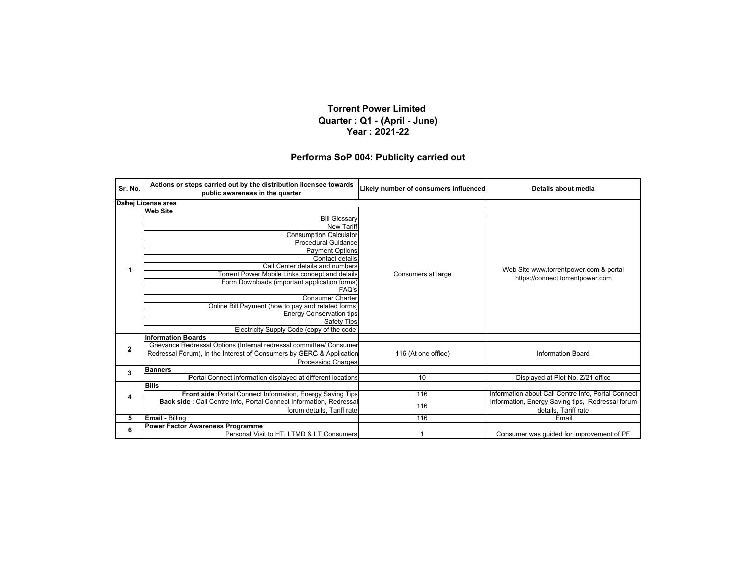**Torrent Power Limited**
**Quarter : Q1 - (April - June)**
**Year : 2021-22**

## Performa SoP 004: Publicity carried out

| Sr. No. | Actions or steps carried out by the distribution licensee towards public awareness in the quarter | Likely number of consumers influenced | Details about media |
|---|---|---|---|
| **Dahej License area** | | | |
| 1 | **Web Site** | | |
| | Bill Glossary | Consumers at large | Web Site www.torrentpower.com & portal https://connect.torrentpower.com |
| | New Tariff | | |
| | Consumption Calculator | | |
| | Procedural Guidance | | |
| | Payment Options | | |
| | Contact details | | |
| | Call Center details and numbers | | |
| | Torrent Power Mobile Links concept and details | | |
| | Form Downloads (important application forms) | | |
| | FAQ's | | |
| | Consumer Charter | | |
| | Online Bill Payment (how to pay and related forms) | | |
| | Energy Conservation tips | | |
| | Safety Tips | | |
| | Electricity Supply Code (copy of the code) | | |
| 2 | **Information Boards** | | |
| | Grievance Redressal Options (Internal redressal committee/ Consumer Redressal Forum), In the Interest of Consumers by GERC & Application Processing Charges | 116 (At one office) | Information Board |
| 3 | **Banners** | | |
| | Portal Connect information displayed at different locations | 10 | Displayed at Plot No. Z/21 office |
| 4 | **Bills** | | |
| | **Front side** :Portal Connect Information, Energy Saving Tips | 116 | Information about Call Centre Info, Portal Connect Information, Energy Saving tips, Redressal forum details, Tariff rate |
| | **Back side** : Call Centre Info, Portal Connect Information, Redressal forum details, Tariff rate | 116 | |
| 5 | **Email** - Billing | 116 | Email |
| 6 | **Power Factor Awareness Programme** | | |
| | Personal Visit to HT, LTMD & LT Consumers | 1 | Consumer was guided for improvement of PF |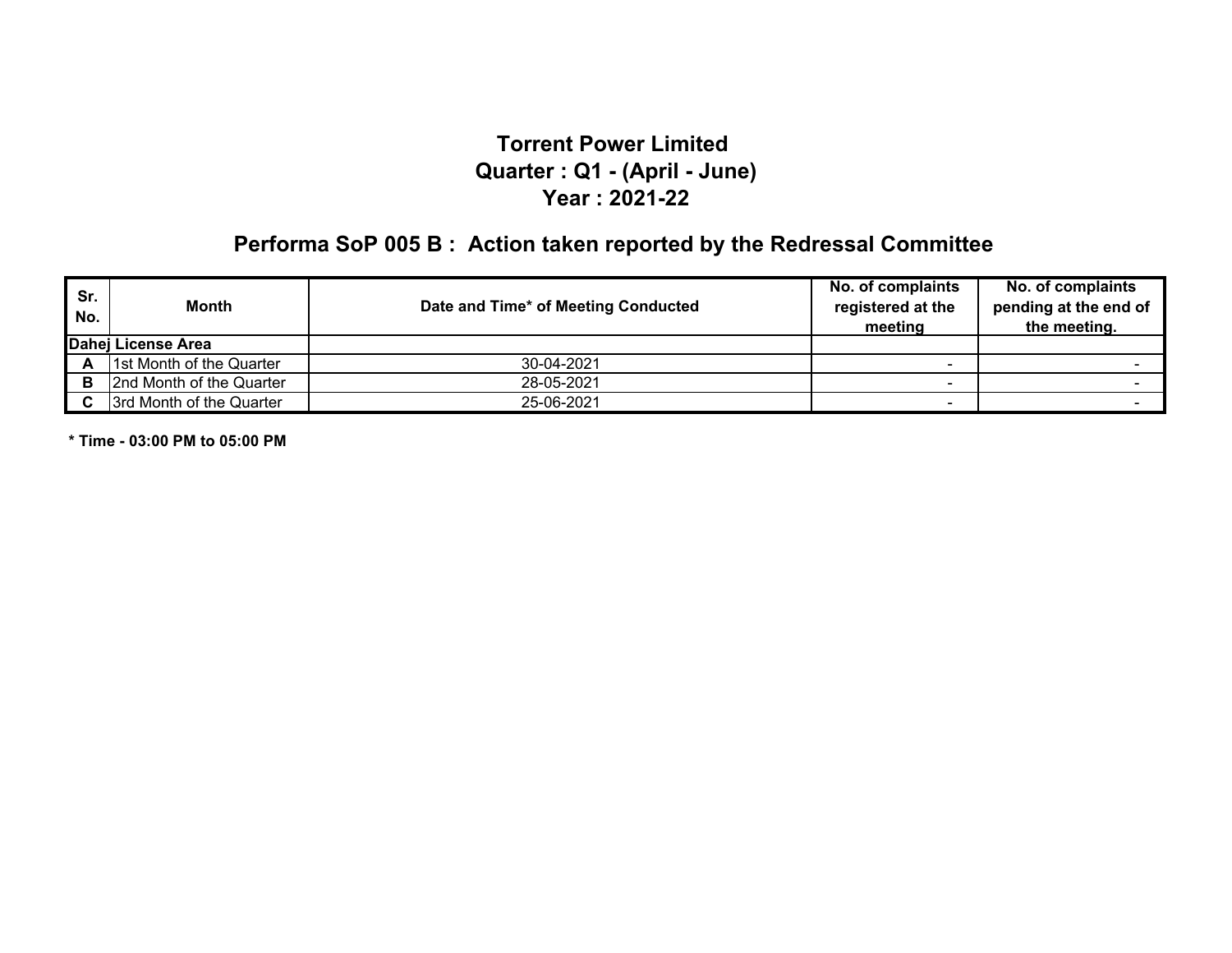# Torrent Power Limited

## Quarter : Q1 - (April - June)

## Year : 2021-22

## Performa SoP 005 B : Action taken reported by the Redressal Committee

| Sr. No. | Month | Date and Time* of Meeting Conducted | No. of complaints registered at the meeting | No. of complaints pending at the end of the meeting. |
|---|---|---|---|---|
| **Dahej License Area** | | | | |
| **A** | 1st Month of the Quarter | 30-04-2021 | - | - |
| **B** | 2nd Month of the Quarter | 28-05-2021 | - | - |
| **C** | 3rd Month of the Quarter | 25-06-2021 | - | - |

**\* Time - 03:00 PM to 05:00 PM**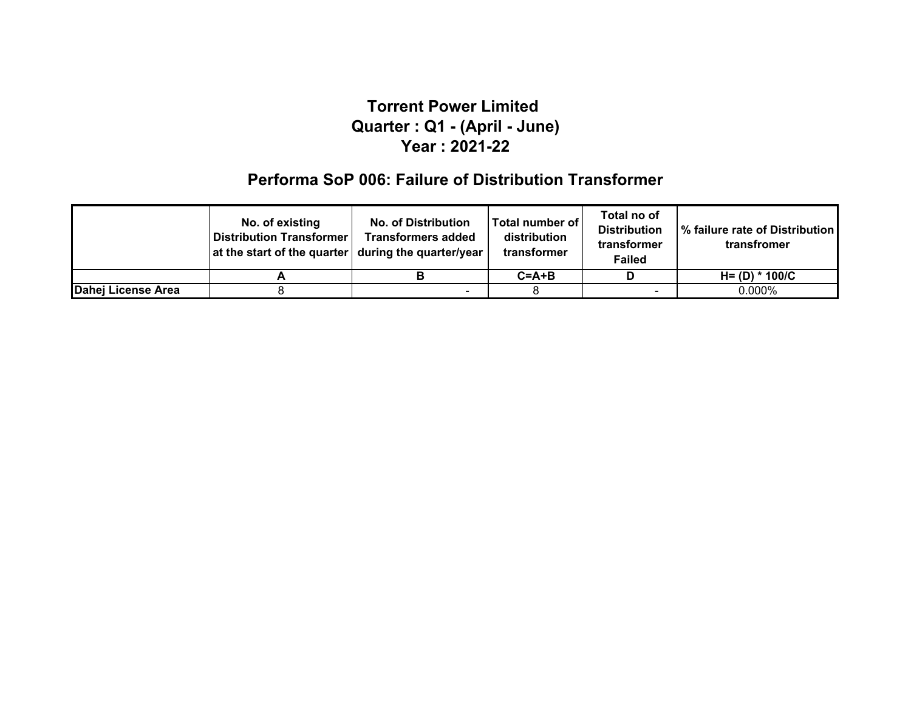# Torrent Power Limited
## Quarter : Q1 - (April - June)
## Year : 2021-22

## Performa SoP 006: Failure of Distribution Transformer

| | No. of existing Distribution Transformer at the start of the quarter | No. of Distribution Transformers added during the quarter/year | Total number of distribution transformer | Total no of Distribution transformer Failed | % failure rate of Distribution transfromer |
|---|---|---|---|---|---|
| | A | B | C=A+B | D | H= (D) * 100/C |
| **Dahej License Area** | 8 | - | 8 | - | 0.000% |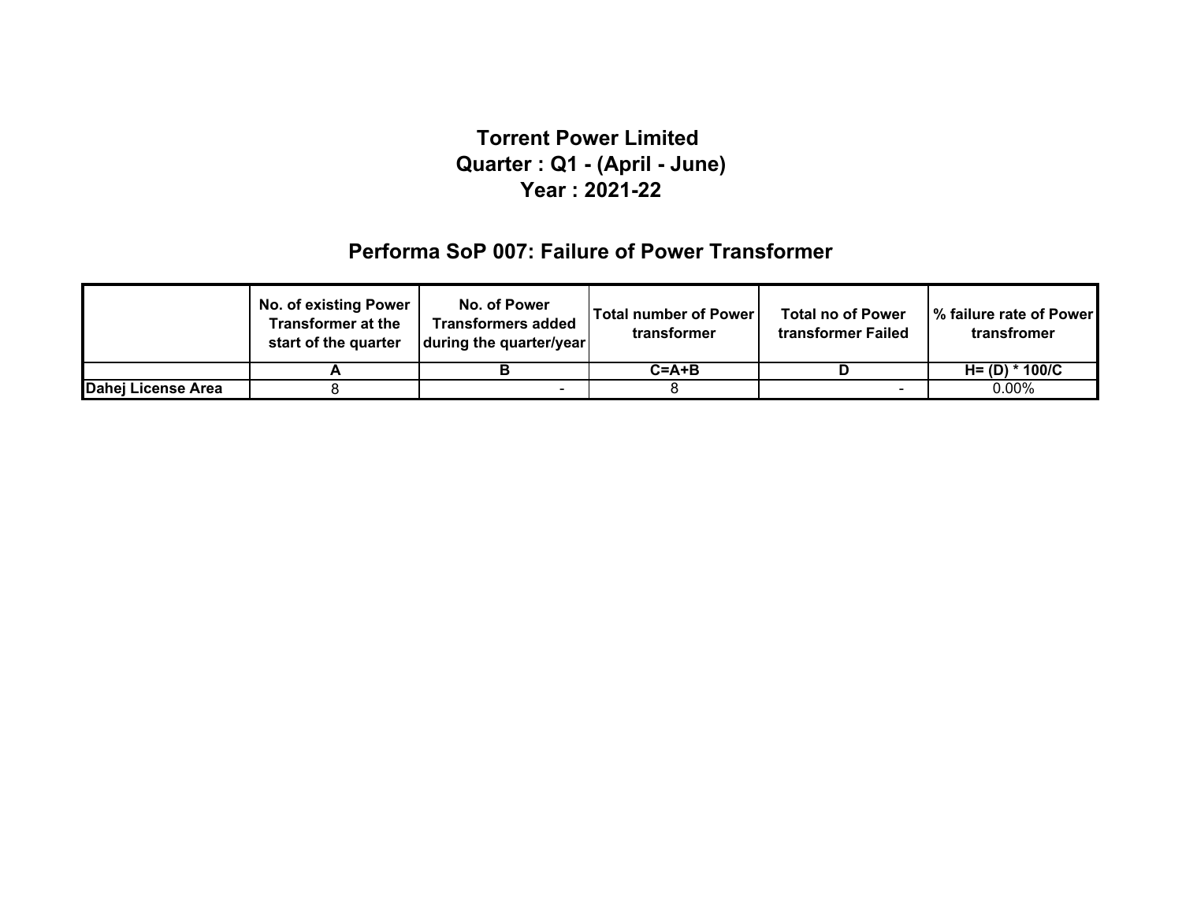# Torrent Power Limited
# Quarter : Q1 - (April - June)
# Year : 2021-22

## Performa SoP 007: Failure of Power Transformer

| | No. of existing Power Transformer at the start of the quarter | No. of Power Transformers added during the quarter/year | Total number of Power transformer | Total no of Power transformer Failed | % failure rate of Power transfromer |
|---|---|---|---|---|---|
| | A | B | C=A+B | D | H= (D) * 100/C |
| Dahej License Area | 8 | - | 8 | - | 0.00% |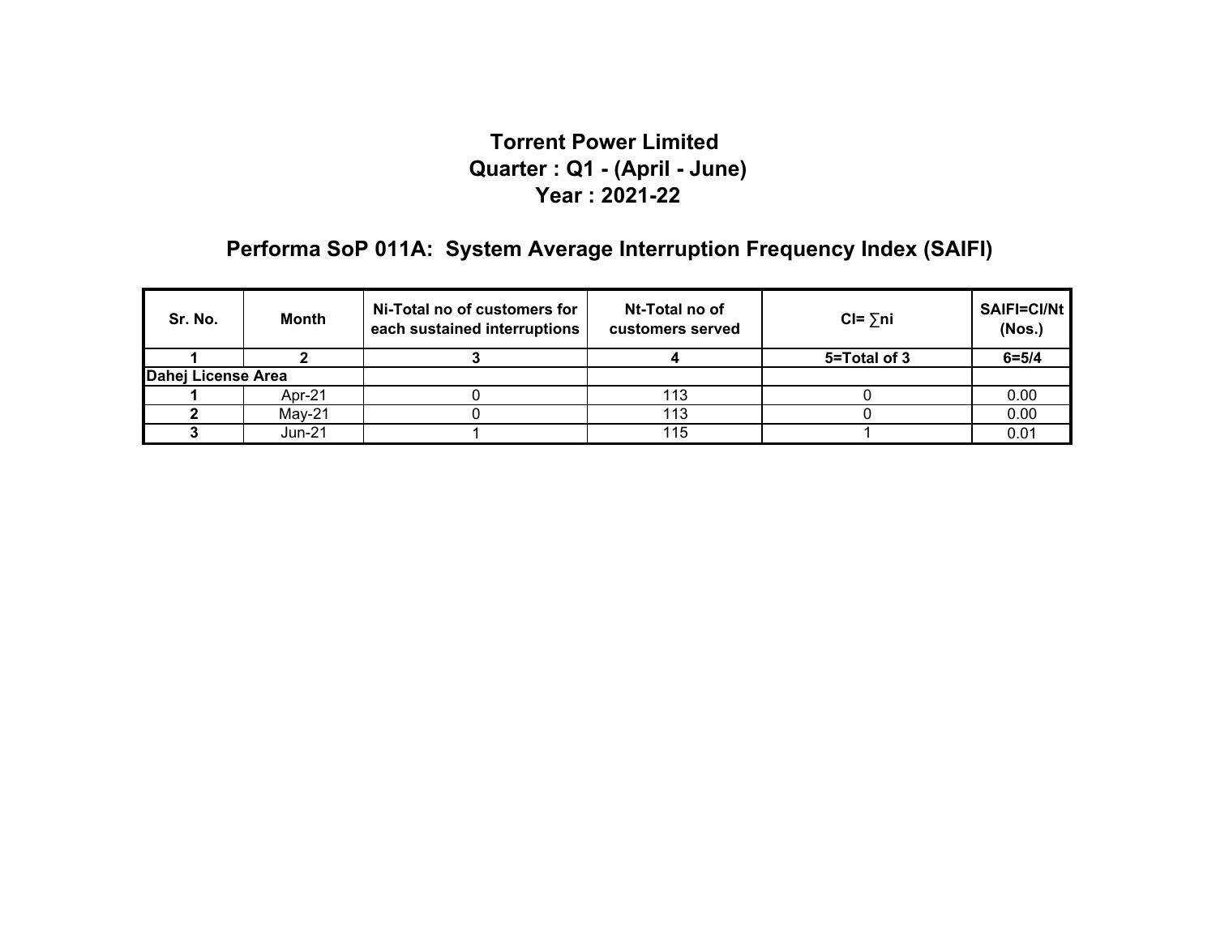# Torrent Power Limited
## Quarter : Q1 - (April - June)
## Year : 2021-22

## Performa SoP 011A: System Average Interruption Frequency Index (SAIFI)

| Sr. No. | Month | Ni-Total no of customers for each sustained interruptions | Nt-Total no of customers served | CI= ∑ni | SAIFI=CI/Nt (Nos.) |
|---|---|---|---|---|---|
| 1 | 2 | 3 | 4 | 5=Total of 3 | 6=5/4 |
| Dahej License Area | | | | | |
| 1 | Apr-21 | 0 | 113 | 0 | 0.00 |
| 2 | May-21 | 0 | 113 | 0 | 0.00 |
| 3 | Jun-21 | 1 | 115 | 1 | 0.01 |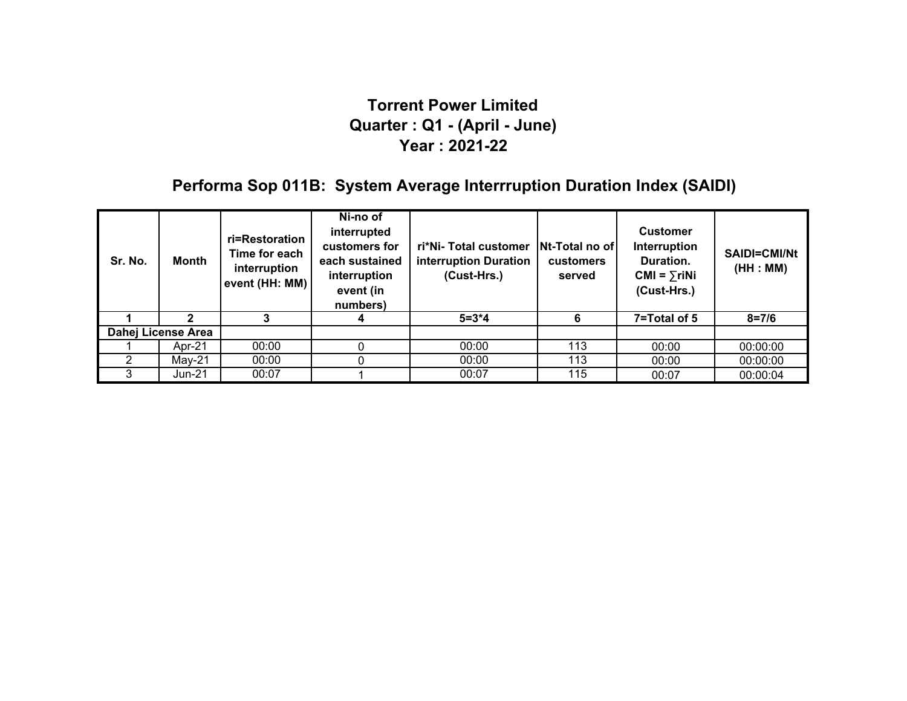# Torrent Power Limited

## Quarter : Q1 - (April - June)

## Year : 2021-22

## Performa Sop 011B: System Average Interrruption Duration Index (SAIDI)

| Sr. No. | Month | ri=Restoration Time for each interruption event (HH: MM) | Ni-no of interrupted customers for each sustained interruption event (in numbers) | ri*Ni- Total customer interruption Duration (Cust-Hrs.) | Nt-Total no of customers served | Customer Interruption Duration. CMI = ∑riNi (Cust-Hrs.) | SAIDI=CMI/Nt (HH : MM) |
|---|---|---|---|---|---|---|---|
| 1 | 2 | 3 | 4 | 5=3*4 | 6 | 7=Total of 5 | 8=7/6 |
| Dahej License Area | | | | | | | |
| 1 | Apr-21 | 00:00 | 0 | 00:00 | 113 | 00:00 | 00:00:00 |
| 2 | May-21 | 00:00 | 0 | 00:00 | 113 | 00:00 | 00:00:00 |
| 3 | Jun-21 | 00:07 | 1 | 00:07 | 115 | 00:07 | 00:00:04 |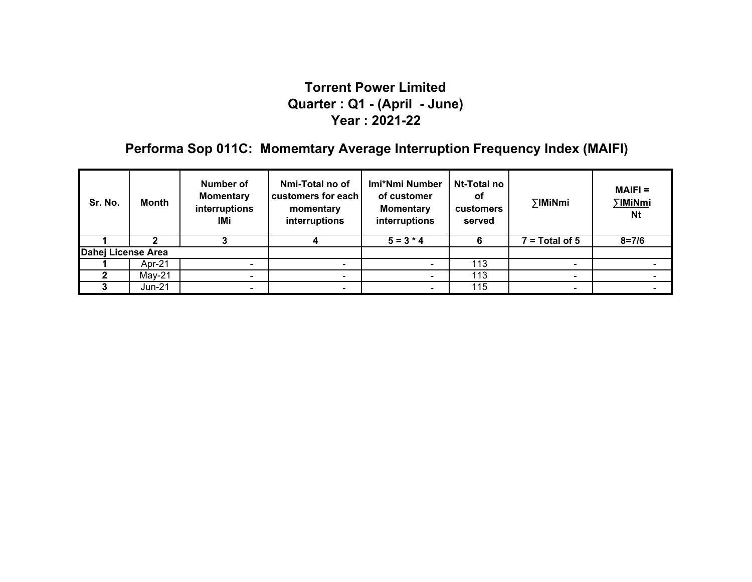# Torrent Power Limited
## Quarter : Q1 - (April - June)
## Year : 2021-22

## Performa Sop 011C: Momemtary Average Interruption Frequency Index (MAIFI)

| Sr. No. | Month | Number of Momentary interruptions IMi | Nmi-Total no of customers for each momentary interruptions | Imi*Nmi Number of customer Momentary interruptions | Nt-Total no of customers served | ∑IMiNmi | MAIFI = ∑IMiNmi / Nt |
|---|---|---|---|---|---|---|---|
| 1 | 2 | 3 | 4 | 5 = 3 * 4 | 6 | 7 = Total of 5 | 8=7/6 |
| **Dahej License Area** | | | | | | | |
| 1 | Apr-21 | - | - | - | 113 | - | - |
| 2 | May-21 | - | - | - | 113 | - | - |
| 3 | Jun-21 | - | - | - | 115 | - | - |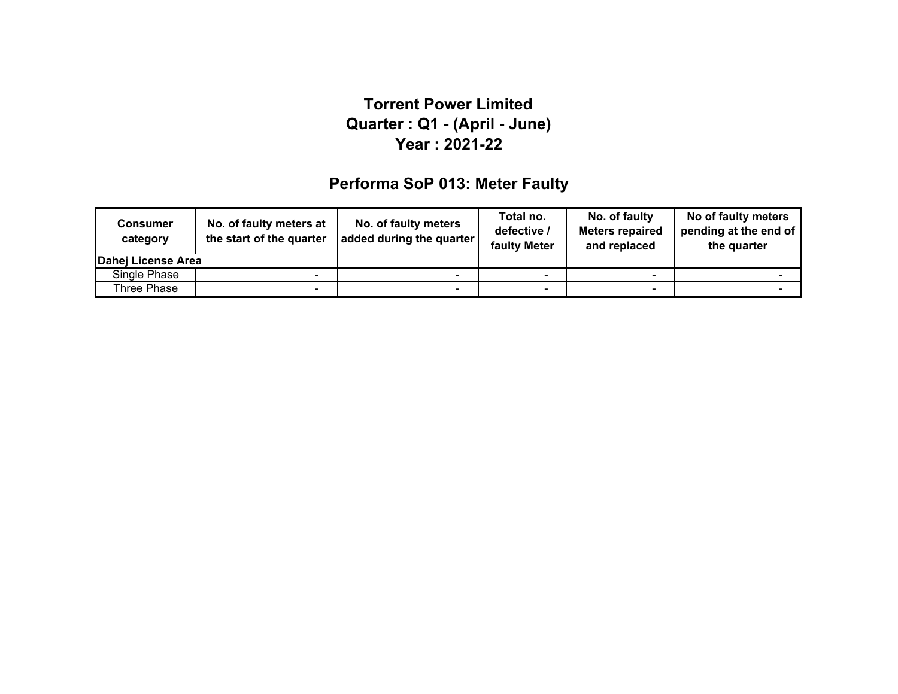# Torrent Power Limited

## Quarter : Q1 - (April - June)

## Year : 2021-22

## Performa SoP 013: Meter Faulty

| Consumer category | No. of faulty meters at the start of the quarter | No. of faulty meters added during the quarter | Total no. defective / faulty Meter | No. of faulty Meters repaired and replaced | No of faulty meters pending at the end of the quarter |
|---|---|---|---|---|---|
| **Dahej License Area** | | | | | |
| Single Phase | - | - | - | - | - |
| Three Phase | - | - | - | - | - |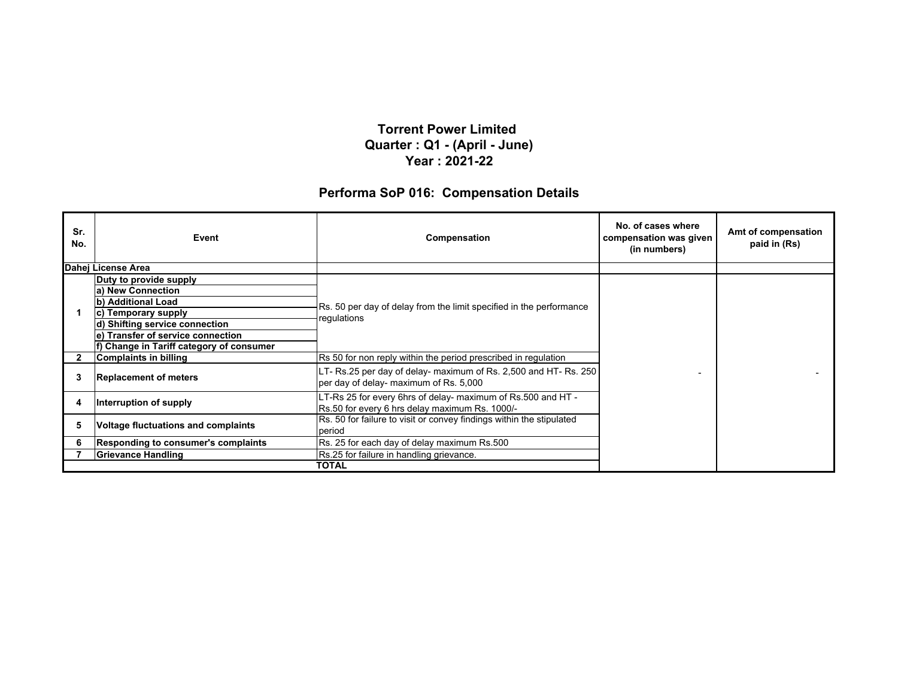**Torrent Power Limited**
**Quarter : Q1 - (April - June)**
**Year : 2021-22**

## Performa SoP 016: Compensation Details

| Sr. No. | Event | Compensation | No. of cases where compensation was given (in numbers) | Amt of compensation paid in (Rs) |
|---|---|---|---|---|
| **Dahej License Area** | | | | |
| 1 | **Duty to provide supply** | Rs. 50 per day of delay from the limit specified in the performance regulations | - | - |
| | **a) New Connection** | | | |
| | **b) Additional Load** | | | |
| | **c) Temporary supply** | | | |
| | **d) Shifting service connection** | | | |
| | **e) Transfer of service connection** | | | |
| | **f) Change in Tariff category of consumer** | | | |
| 2 | **Complaints in billing** | Rs 50 for non reply within the period prescribed in regulation | | |
| 3 | **Replacement of meters** | LT- Rs.25 per day of delay- maximum of Rs. 2,500 and HT- Rs. 250 per day of delay- maximum of Rs. 5,000 | | |
| 4 | **Interruption of supply** | LT-Rs 25 for every 6hrs of delay- maximum of Rs.500 and HT - Rs.50 for every 6 hrs delay maximum Rs. 1000/- | | |
| 5 | **Voltage fluctuations and complaints** | Rs. 50 for failure to visit or convey findings within the stipulated period | | |
| 6 | **Responding to consumer's complaints** | Rs. 25 for each day of delay maximum Rs.500 | | |
| 7 | **Grievance Handling** | Rs.25 for failure in handling grievance. | | |
| | | **TOTAL** | | |